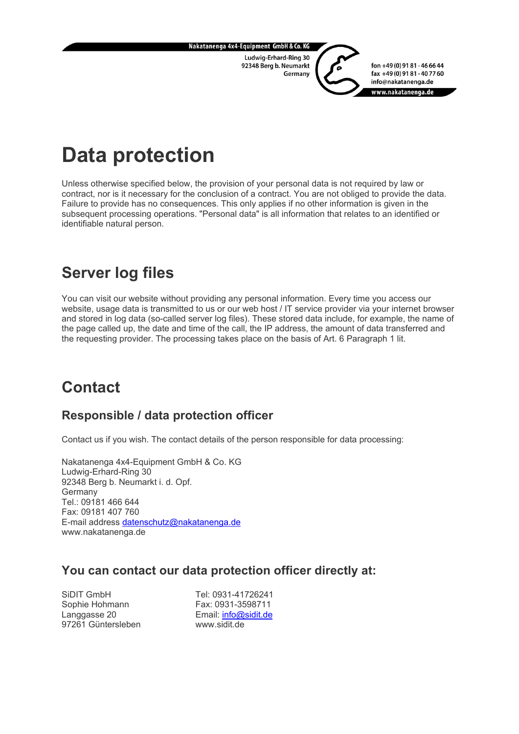Nakatanenga 4x4-Equipment GmbH & Co. KG
Ludwig-Erhard-Ring 30
92348 Berg b. Neumarkt
Germany

fon +49 (0) 91 81 - 46 66 44
fax +49 (0) 91 81 - 40 77 60
info@nakatanenga.de
www.nakatanenga.de

# Data protection

Unless otherwise specified below, the provision of your personal data is not required by law or contract, nor is it necessary for the conclusion of a contract. You are not obliged to provide the data. Failure to provide has no consequences. This only applies if no other information is given in the subsequent processing operations. "Personal data" is all information that relates to an identified or identifiable natural person.

## Server log files

You can visit our website without providing any personal information. Every time you access our website, usage data is transmitted to us or our web host / IT service provider via your internet browser and stored in log data (so-called server log files). These stored data include, for example, the name of the page called up, the date and time of the call, the IP address, the amount of data transferred and the requesting provider. The processing takes place on the basis of Art. 6 Paragraph 1 lit.

## Contact

### Responsible / data protection officer

Contact us if you wish. The contact details of the person responsible for data processing:

Nakatanenga 4x4-Equipment GmbH & Co. KG
Ludwig-Erhard-Ring 30
92348 Berg b. Neumarkt i. d. Opf.
Germany
Tel.: 09181 466 644
Fax: 09181 407 760
E-mail address datenschutz@nakatanenga.de
www.nakatanenga.de

### You can contact our data protection officer directly at:

SiDIT GmbH
Sophie Hohmann
Langgasse 20
97261 Güntersleben

Tel: 0931-41726241
Fax: 0931-3598711
Email: info@sidit.de
www.sidit.de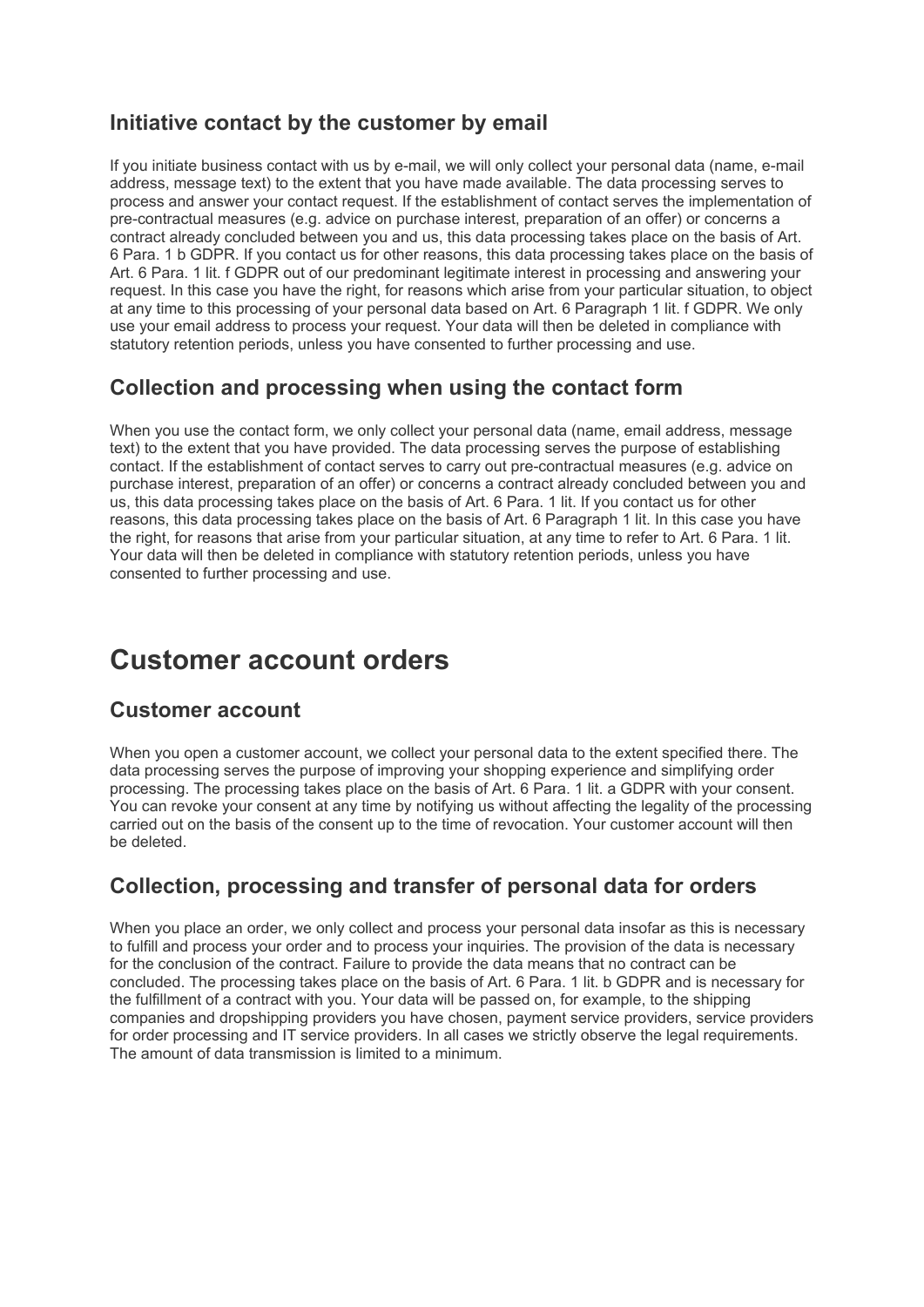## Initiative contact by the customer by email

If you initiate business contact with us by e-mail, we will only collect your personal data (name, e-mail address, message text) to the extent that you have made available. The data processing serves to process and answer your contact request. If the establishment of contact serves the implementation of pre-contractual measures (e.g. advice on purchase interest, preparation of an offer) or concerns a contract already concluded between you and us, this data processing takes place on the basis of Art. 6 Para. 1 b GDPR. If you contact us for other reasons, this data processing takes place on the basis of Art. 6 Para. 1 lit. f GDPR out of our predominant legitimate interest in processing and answering your request. In this case you have the right, for reasons which arise from your particular situation, to object at any time to this processing of your personal data based on Art. 6 Paragraph 1 lit. f GDPR. We only use your email address to process your request. Your data will then be deleted in compliance with statutory retention periods, unless you have consented to further processing and use.

## Collection and processing when using the contact form

When you use the contact form, we only collect your personal data (name, email address, message text) to the extent that you have provided. The data processing serves the purpose of establishing contact. If the establishment of contact serves to carry out pre-contractual measures (e.g. advice on purchase interest, preparation of an offer) or concerns a contract already concluded between you and us, this data processing takes place on the basis of Art. 6 Para. 1 lit. If you contact us for other reasons, this data processing takes place on the basis of Art. 6 Paragraph 1 lit. In this case you have the right, for reasons that arise from your particular situation, at any time to refer to Art. 6 Para. 1 lit. Your data will then be deleted in compliance with statutory retention periods, unless you have consented to further processing and use.

# Customer account orders

## Customer account

When you open a customer account, we collect your personal data to the extent specified there. The data processing serves the purpose of improving your shopping experience and simplifying order processing. The processing takes place on the basis of Art. 6 Para. 1 lit. a GDPR with your consent. You can revoke your consent at any time by notifying us without affecting the legality of the processing carried out on the basis of the consent up to the time of revocation. Your customer account will then be deleted.

## Collection, processing and transfer of personal data for orders

When you place an order, we only collect and process your personal data insofar as this is necessary to fulfill and process your order and to process your inquiries. The provision of the data is necessary for the conclusion of the contract. Failure to provide the data means that no contract can be concluded. The processing takes place on the basis of Art. 6 Para. 1 lit. b GDPR and is necessary for the fulfillment of a contract with you. Your data will be passed on, for example, to the shipping companies and dropshipping providers you have chosen, payment service providers, service providers for order processing and IT service providers. In all cases we strictly observe the legal requirements. The amount of data transmission is limited to a minimum.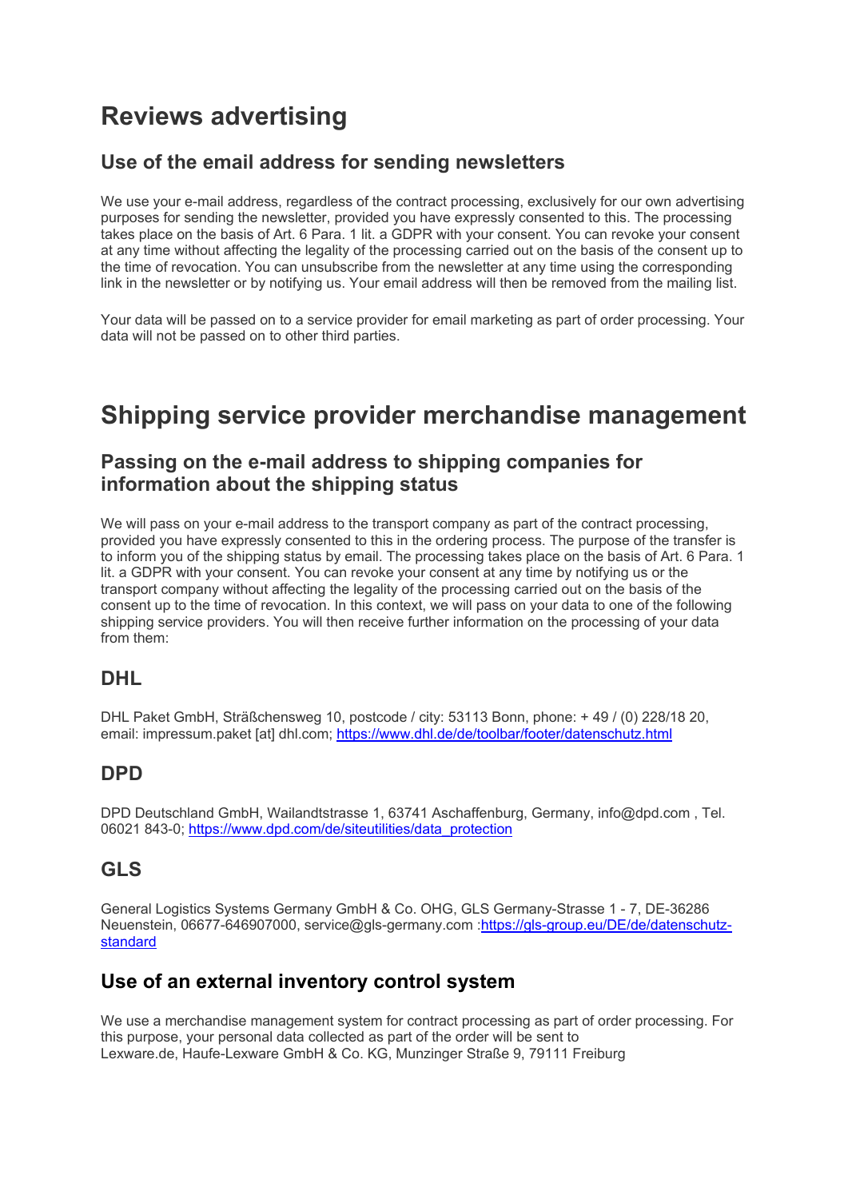# Reviews advertising

## Use of the email address for sending newsletters

We use your e-mail address, regardless of the contract processing, exclusively for our own advertising purposes for sending the newsletter, provided you have expressly consented to this. The processing takes place on the basis of Art. 6 Para. 1 lit. a GDPR with your consent. You can revoke your consent at any time without affecting the legality of the processing carried out on the basis of the consent up to the time of revocation. You can unsubscribe from the newsletter at any time using the corresponding link in the newsletter or by notifying us. Your email address will then be removed from the mailing list.

Your data will be passed on to a service provider for email marketing as part of order processing. Your data will not be passed on to other third parties.

# Shipping service provider merchandise management

## Passing on the e-mail address to shipping companies for information about the shipping status

We will pass on your e-mail address to the transport company as part of the contract processing, provided you have expressly consented to this in the ordering process. The purpose of the transfer is to inform you of the shipping status by email. The processing takes place on the basis of Art. 6 Para. 1 lit. a GDPR with your consent. You can revoke your consent at any time by notifying us or the transport company without affecting the legality of the processing carried out on the basis of the consent up to the time of revocation. In this context, we will pass on your data to one of the following shipping service providers. You will then receive further information on the processing of your data from them:

## DHL

DHL Paket GmbH, Sträßchensweg 10, postcode / city: 53113 Bonn, phone: + 49 / (0) 228/18 20, email: impressum.paket [at] dhl.com; [https://www.dhl.de/de/toolbar/footer/datenschutz.html](https://www.dhl.de/de/toolbar/footer/datenschutz.html)

## DPD

DPD Deutschland GmbH, Wailandtstrasse 1, 63741 Aschaffenburg, Germany, info@dpd.com , Tel. 06021 843-0; [https://www.dpd.com/de/siteutilities/data_protection](https://www.dpd.com/de/siteutilities/data_protection)

## GLS

General Logistics Systems Germany GmbH & Co. OHG, GLS Germany-Strasse 1 - 7, DE-36286 Neuenstein, 06677-646907000, service@gls-germany.com :[https://gls-group.eu/DE/de/datenschutz-standard](https://gls-group.eu/DE/de/datenschutz-standard)

## Use of an external inventory control system

We use a merchandise management system for contract processing as part of order processing. For this purpose, your personal data collected as part of the order will be sent to
Lexware.de, Haufe-Lexware GmbH & Co. KG, Munzinger Straße 9, 79111 Freiburg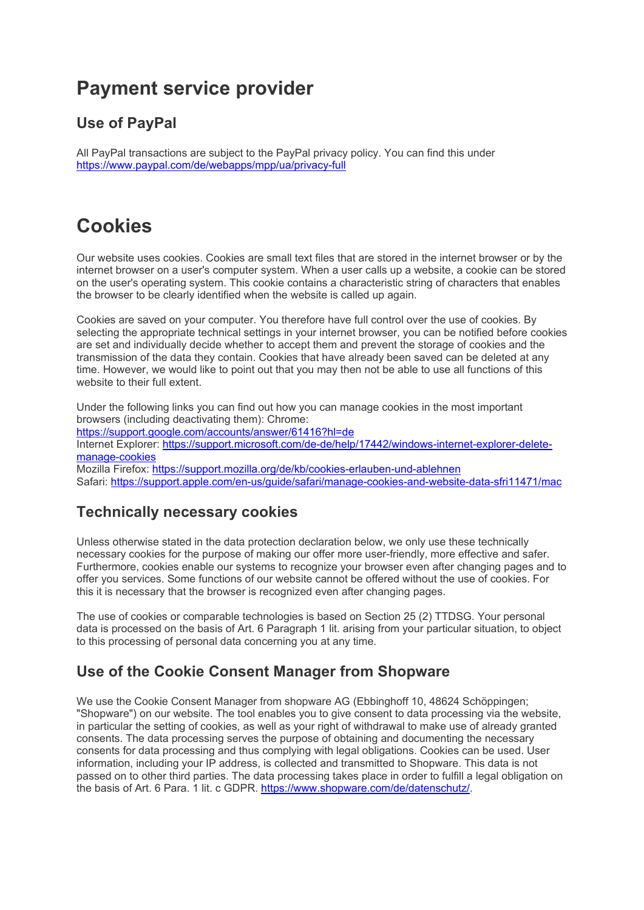# Payment service provider

## Use of PayPal

All PayPal transactions are subject to the PayPal privacy policy. You can find this under https://www.paypal.com/de/webapps/mpp/ua/privacy-full

# Cookies

Our website uses cookies. Cookies are small text files that are stored in the internet browser or by the internet browser on a user's computer system. When a user calls up a website, a cookie can be stored on the user's operating system. This cookie contains a characteristic string of characters that enables the browser to be clearly identified when the website is called up again.

Cookies are saved on your computer. You therefore have full control over the use of cookies. By selecting the appropriate technical settings in your internet browser, you can be notified before cookies are set and individually decide whether to accept them and prevent the storage of cookies and the transmission of the data they contain. Cookies that have already been saved can be deleted at any time. However, we would like to point out that you may then not be able to use all functions of this website to their full extent.

Under the following links you can find out how you can manage cookies in the most important browsers (including deactivating them): Chrome:
https://support.google.com/accounts/answer/61416?hl=de
Internet Explorer: https://support.microsoft.com/de-de/help/17442/windows-internet-explorer-delete-manage-cookies
Mozilla Firefox: https://support.mozilla.org/de/kb/cookies-erlauben-und-ablehnen
Safari: https://support.apple.com/en-us/guide/safari/manage-cookies-and-website-data-sfri11471/mac

## Technically necessary cookies

Unless otherwise stated in the data protection declaration below, we only use these technically necessary cookies for the purpose of making our offer more user-friendly, more effective and safer. Furthermore, cookies enable our systems to recognize your browser even after changing pages and to offer you services. Some functions of our website cannot be offered without the use of cookies. For this it is necessary that the browser is recognized even after changing pages.

The use of cookies or comparable technologies is based on Section 25 (2) TTDSG. Your personal data is processed on the basis of Art. 6 Paragraph 1 lit. arising from your particular situation, to object to this processing of personal data concerning you at any time.

## Use of the Cookie Consent Manager from Shopware

We use the Cookie Consent Manager from shopware AG (Ebbinghoff 10, 48624 Schöppingen; "Shopware") on our website. The tool enables you to give consent to data processing via the website, in particular the setting of cookies, as well as your right of withdrawal to make use of already granted consents. The data processing serves the purpose of obtaining and documenting the necessary consents for data processing and thus complying with legal obligations. Cookies can be used. User information, including your IP address, is collected and transmitted to Shopware. This data is not passed on to other third parties. The data processing takes place in order to fulfill a legal obligation on the basis of Art. 6 Para. 1 lit. c GDPR. https://www.shopware.com/de/datenschutz/.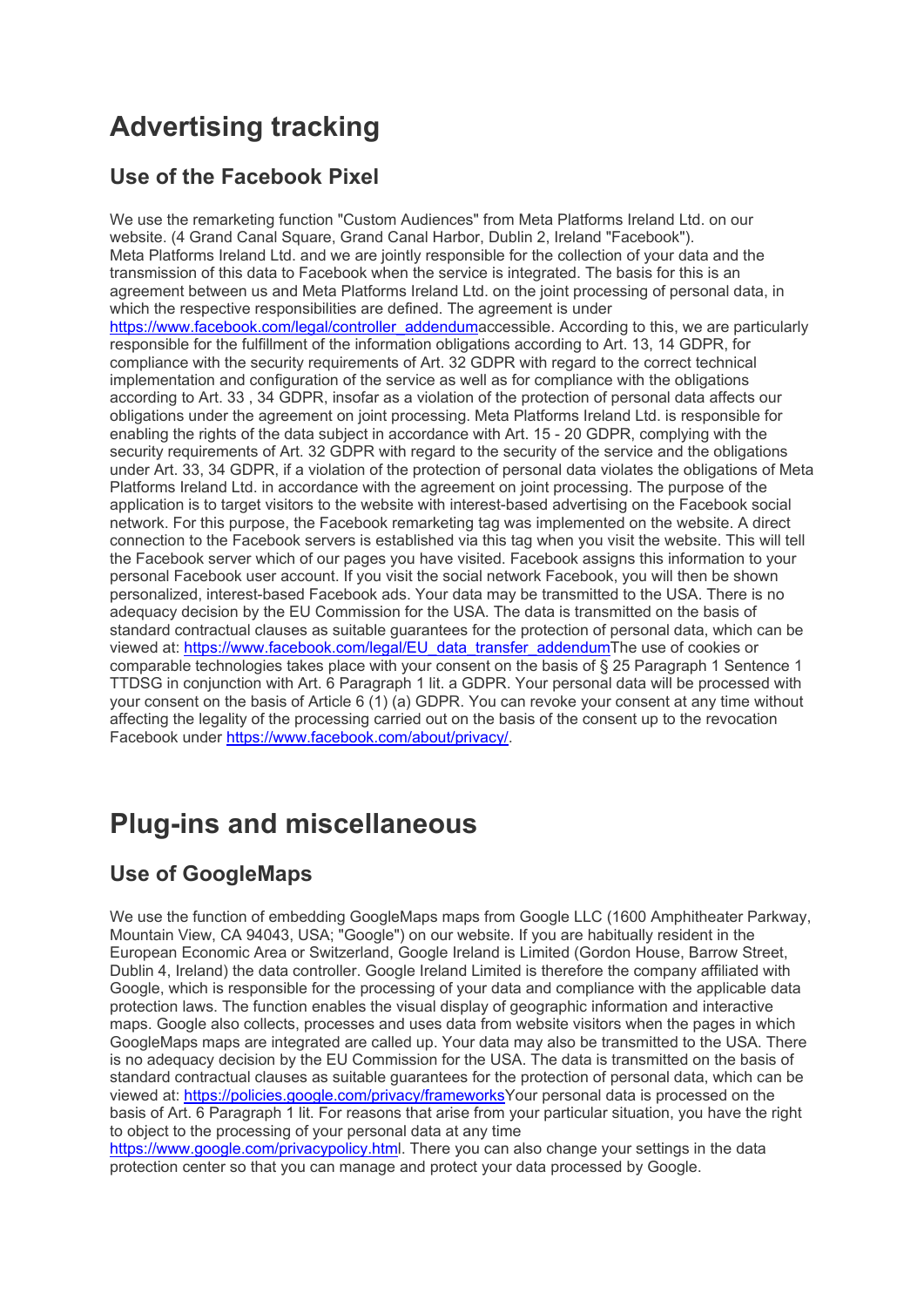# Advertising tracking

## Use of the Facebook Pixel

We use the remarketing function "Custom Audiences" from Meta Platforms Ireland Ltd. on our website. (4 Grand Canal Square, Grand Canal Harbor, Dublin 2, Ireland "Facebook").
Meta Platforms Ireland Ltd. and we are jointly responsible for the collection of your data and the transmission of this data to Facebook when the service is integrated. The basis for this is an agreement between us and Meta Platforms Ireland Ltd. on the joint processing of personal data, in which the respective responsibilities are defined. The agreement is under [https://www.facebook.com/legal/controller_addendum](https://www.facebook.com/legal/controller_addendum)accessible. According to this, we are particularly responsible for the fulfillment of the information obligations according to Art. 13, 14 GDPR, for compliance with the security requirements of Art. 32 GDPR with regard to the correct technical implementation and configuration of the service as well as for compliance with the obligations according to Art. 33 , 34 GDPR, insofar as a violation of the protection of personal data affects our obligations under the agreement on joint processing. Meta Platforms Ireland Ltd. is responsible for enabling the rights of the data subject in accordance with Art. 15 - 20 GDPR, complying with the security requirements of Art. 32 GDPR with regard to the security of the service and the obligations under Art. 33, 34 GDPR, if a violation of the protection of personal data violates the obligations of Meta Platforms Ireland Ltd. in accordance with the agreement on joint processing. The purpose of the application is to target visitors to the website with interest-based advertising on the Facebook social network. For this purpose, the Facebook remarketing tag was implemented on the website. A direct connection to the Facebook servers is established via this tag when you visit the website. This will tell the Facebook server which of our pages you have visited. Facebook assigns this information to your personal Facebook user account. If you visit the social network Facebook, you will then be shown personalized, interest-based Facebook ads. Your data may be transmitted to the USA. There is no adequacy decision by the EU Commission for the USA. The data is transmitted on the basis of standard contractual clauses as suitable guarantees for the protection of personal data, which can be viewed at: [https://www.facebook.com/legal/EU_data_transfer_addendum](https://www.facebook.com/legal/EU_data_transfer_addendum)The use of cookies or comparable technologies takes place with your consent on the basis of § 25 Paragraph 1 Sentence 1 TTDSG in conjunction with Art. 6 Paragraph 1 lit. a GDPR. Your personal data will be processed with your consent on the basis of Article 6 (1) (a) GDPR. You can revoke your consent at any time without affecting the legality of the processing carried out on the basis of the consent up to the revocation Facebook under [https://www.facebook.com/about/privacy/](https://www.facebook.com/about/privacy/).

# Plug-ins and miscellaneous

## Use of GoogleMaps

We use the function of embedding GoogleMaps maps from Google LLC (1600 Amphitheater Parkway, Mountain View, CA 94043, USA; "Google") on our website. If you are habitually resident in the European Economic Area or Switzerland, Google Ireland is Limited (Gordon House, Barrow Street, Dublin 4, Ireland) the data controller. Google Ireland Limited is therefore the company affiliated with Google, which is responsible for the processing of your data and compliance with the applicable data protection laws. The function enables the visual display of geographic information and interactive maps. Google also collects, processes and uses data from website visitors when the pages in which GoogleMaps maps are integrated are called up. Your data may also be transmitted to the USA. There is no adequacy decision by the EU Commission for the USA. The data is transmitted on the basis of standard contractual clauses as suitable guarantees for the protection of personal data, which can be viewed at: [https://policies.google.com/privacy/frameworks](https://policies.google.com/privacy/frameworks)Your personal data is processed on the basis of Art. 6 Paragraph 1 lit. For reasons that arise from your particular situation, you have the right to object to the processing of your personal data at any time [https://www.google.com/privacypolicy.htm](https://www.google.com/privacypolicy.html)l. There you can also change your settings in the data protection center so that you can manage and protect your data processed by Google.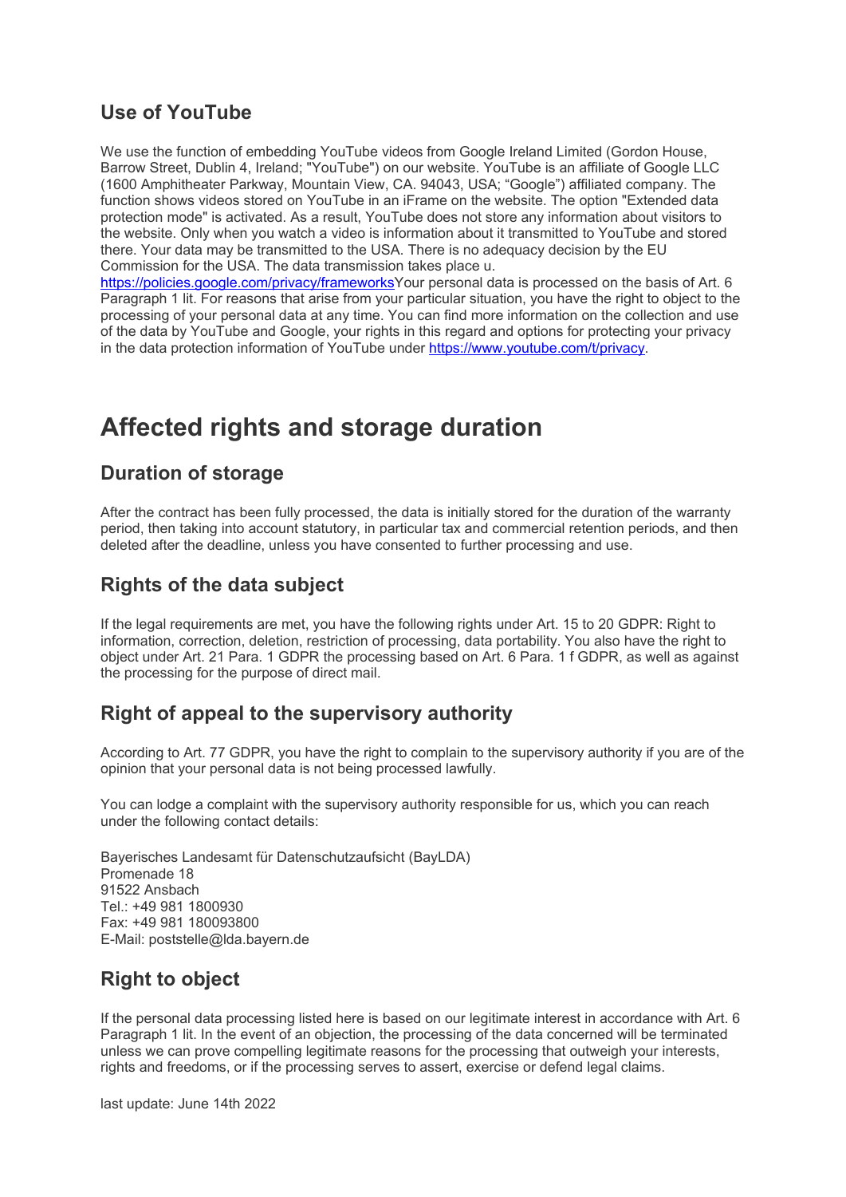### Use of YouTube

We use the function of embedding YouTube videos from Google Ireland Limited (Gordon House, Barrow Street, Dublin 4, Ireland; "YouTube") on our website. YouTube is an affiliate of Google LLC (1600 Amphitheater Parkway, Mountain View, CA. 94043, USA; "Google") affiliated company. The function shows videos stored on YouTube in an iFrame on the website. The option "Extended data protection mode" is activated. As a result, YouTube does not store any information about visitors to the website. Only when you watch a video is information about it transmitted to YouTube and stored there. Your data may be transmitted to the USA. There is no adequacy decision by the EU Commission for the USA. The data transmission takes place u. [https://policies.google.com/privacy/frameworks](https://policies.google.com/privacy/frameworks)Your personal data is processed on the basis of Art. 6 Paragraph 1 lit. For reasons that arise from your particular situation, you have the right to object to the processing of your personal data at any time. You can find more information on the collection and use of the data by YouTube and Google, your rights in this regard and options for protecting your privacy in the data protection information of YouTube under [https://www.youtube.com/t/privacy](https://www.youtube.com/t/privacy).

## Affected rights and storage duration

### Duration of storage

After the contract has been fully processed, the data is initially stored for the duration of the warranty period, then taking into account statutory, in particular tax and commercial retention periods, and then deleted after the deadline, unless you have consented to further processing and use.

### Rights of the data subject

If the legal requirements are met, you have the following rights under Art. 15 to 20 GDPR: Right to information, correction, deletion, restriction of processing, data portability. You also have the right to object under Art. 21 Para. 1 GDPR the processing based on Art. 6 Para. 1 f GDPR, as well as against the processing for the purpose of direct mail.

### Right of appeal to the supervisory authority

According to Art. 77 GDPR, you have the right to complain to the supervisory authority if you are of the opinion that your personal data is not being processed lawfully.

You can lodge a complaint with the supervisory authority responsible for us, which you can reach under the following contact details:

Bayerisches Landesamt für Datenschutzaufsicht (BayLDA)
Promenade 18
91522 Ansbach
Tel.: +49 981 1800930
Fax: +49 981 180093800
E-Mail: poststelle@lda.bayern.de

### Right to object

If the personal data processing listed here is based on our legitimate interest in accordance with Art. 6 Paragraph 1 lit. In the event of an objection, the processing of the data concerned will be terminated unless we can prove compelling legitimate reasons for the processing that outweigh your interests, rights and freedoms, or if the processing serves to assert, exercise or defend legal claims.

last update: June 14th 2022